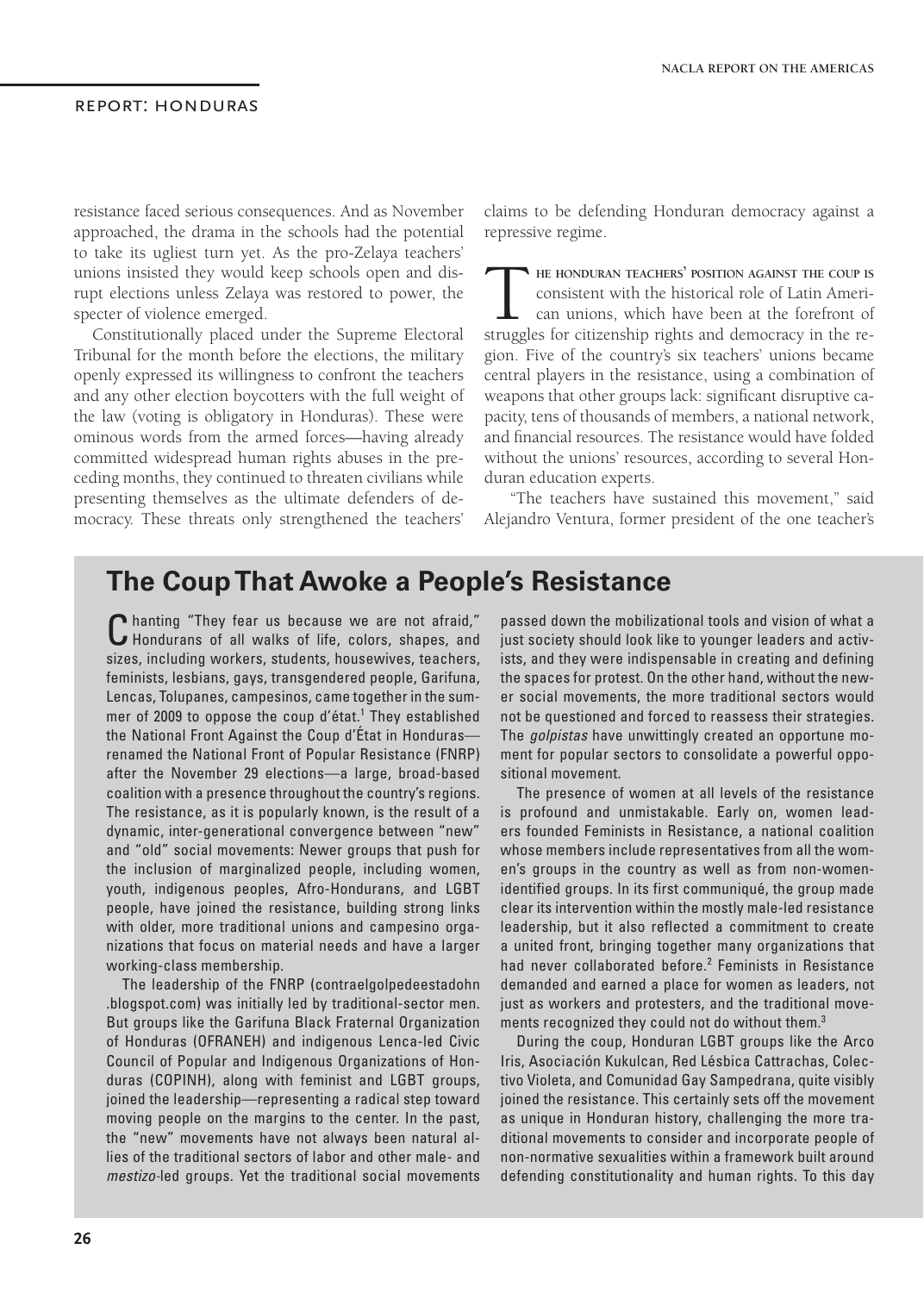resistance faced serious consequences. And as November approached, the drama in the schools had the potential to take its ugliest turn yet. As the pro-Zelaya teachers' unions insisted they would keep schools open and disrupt elections unless Zelaya was restored to power, the specter of violence emerged.

Constitutionally placed under the Supreme Electoral Tribunal for the month before the elections, the military openly expressed its willingness to confront the teachers and any other election boycotters with the full weight of the law (voting is obligatory in Honduras). These were ominous words from the armed forces—having already committed widespread human rights abuses in the preceding months, they continued to threaten civilians while presenting themselves as the ultimate defenders of democracy. These threats only strengthened the teachers' claims to be defending Honduran democracy against a repressive regime.

The Honduran teachers' position against the coup is consistent with the historical role of Latin American unions, which have been at the forefront of struggles for citizenship rights and democracy in the region. Five of the country's six teachers' unions became central players in the resistance, using a combination of weapons that other groups lack: significant disruptive capacity, tens of thousands of members, a national network, and financial resources. The resistance would have folded without the unions' resources, according to several Honduran education experts.

"The teachers have sustained this movement," said Alejandro Ventura, former president of the one teacher's

## The Coup That Awoke a People's Resistance

Chanting "They fear us because we are not afraid," Hondurans of all walks of life, colors, shapes, and sizes, including workers, students, housewives, teachers, feminists, lesbians, gays, transgendered people, Garifuna, Lencas, Tolupanes, campesinos, came together in the summer of 2009 to oppose the coup d'état.[1] They established the National Front Against the Coup d'État in Honduras—renamed the National Front of Popular Resistance (FNRP) after the November 29 elections—a large, broad-based coalition with a presence throughout the country's regions. The resistance, as it is popularly known, is the result of a dynamic, inter-generational convergence between "new" and "old" social movements: Newer groups that push for the inclusion of marginalized people, including women, youth, indigenous peoples, Afro-Hondurans, and LGBT people, have joined the resistance, building strong links with older, more traditional unions and campesino organizations that focus on material needs and have a larger working-class membership.

The leadership of the FNRP (contraelgolpedeestadohn.blogspot.com) was initially led by traditional-sector men. But groups like the Garifuna Black Fraternal Organization of Honduras (OFRANEH) and indigenous Lenca-led Civic Council of Popular and Indigenous Organizations of Honduras (COPINH), along with feminist and LGBT groups, joined the leadership—representing a radical step toward moving people on the margins to the center. In the past, the "new" movements have not always been natural allies of the traditional sectors of labor and other male- and *mestizo*-led groups. Yet the traditional social movements passed down the mobilizational tools and vision of what a just society should look like to younger leaders and activists, and they were indispensable in creating and defining the spaces for protest. On the other hand, without the newer social movements, the more traditional sectors would not be questioned and forced to reassess their strategies. The *golpistas* have unwittingly created an opportune moment for popular sectors to consolidate a powerful oppositional movement.

The presence of women at all levels of the resistance is profound and unmistakable. Early on, women leaders founded Feminists in Resistance, a national coalition whose members include representatives from all the women's groups in the country as well as from non-women-identified groups. In its first communiqué, the group made clear its intervention within the mostly male-led resistance leadership, but it also reflected a commitment to create a united front, bringing together many organizations that had never collaborated before.[2] Feminists in Resistance demanded and earned a place for women as leaders, not just as workers and protesters, and the traditional movements recognized they could not do without them.[3]

During the coup, Honduran LGBT groups like the Arco Iris, Asociación Kukulcan, Red Lésbica Cattrachas, Colectivo Violeta, and Comunidad Gay Sampedrana, quite visibly joined the resistance. This certainly sets off the movement as unique in Honduran history, challenging the more traditional movements to consider and incorporate people of non-normative sexualities within a framework built around defending constitutionality and human rights. To this day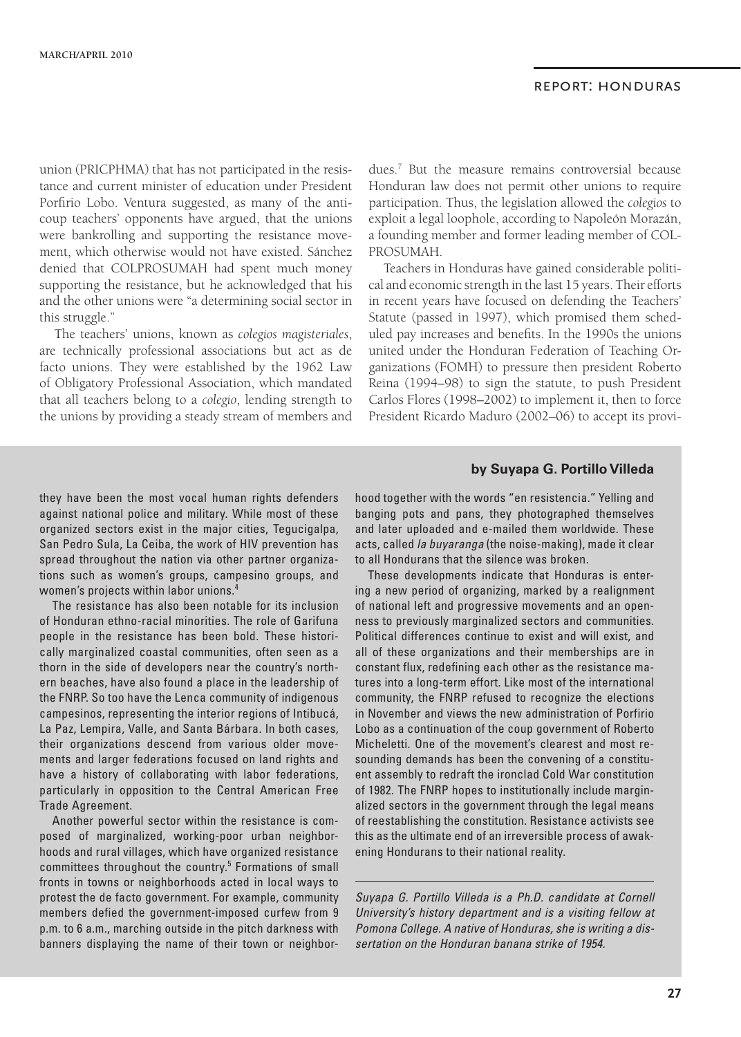union (PRICPHMA) that has not participated in the resistance and current minister of education under President Porfirio Lobo. Ventura suggested, as many of the anti-coup teachers' opponents have argued, that the unions were bankrolling and supporting the resistance movement, which otherwise would not have existed. Sánchez denied that COLPROSUMAH had spent much money supporting the resistance, but he acknowledged that his and the other unions were "a determining social sector in this struggle."

The teachers' unions, known as *colegios magisteriales*, are technically professional associations but act as de facto unions. They were established by the 1962 Law of Obligatory Professional Association, which mandated that all teachers belong to a *colegio*, lending strength to the unions by providing a steady stream of members and dues.[7] But the measure remains controversial because Honduran law does not permit other unions to require participation. Thus, the legislation allowed the *colegios* to exploit a legal loophole, according to Napoleón Morazán, a founding member and former leading member of COLPROSUMAH.

Teachers in Honduras have gained considerable political and economic strength in the last 15 years. Their efforts in recent years have focused on defending the Teachers' Statute (passed in 1997), which promised them scheduled pay increases and benefits. In the 1990s the unions united under the Honduran Federation of Teaching Organizations (FOMH) to pressure then president Roberto Reina (1994–98) to sign the statute, to push President Carlos Flores (1998–2002) to implement it, then to force President Ricardo Maduro (2002–06) to accept its provi-

**by Suyapa G. Portillo Villeda**

they have been the most vocal human rights defenders against national police and military. While most of these organized sectors exist in the major cities, Tegucigalpa, San Pedro Sula, La Ceiba, the work of HIV prevention has spread throughout the nation via other partner organizations such as women's groups, campesino groups, and women's projects within labor unions.[4]

The resistance has also been notable for its inclusion of Honduran ethno-racial minorities. The role of Garifuna people in the resistance has been bold. These historically marginalized coastal communities, often seen as a thorn in the side of developers near the country's northern beaches, have also found a place in the leadership of the FNRP. So too have the Lenca community of indigenous campesinos, representing the interior regions of Intibucá, La Paz, Lempira, Valle, and Santa Bárbara. In both cases, their organizations descend from various older movements and larger federations focused on land rights and have a history of collaborating with labor federations, particularly in opposition to the Central American Free Trade Agreement.

Another powerful sector within the resistance is composed of marginalized, working-poor urban neighborhoods and rural villages, which have organized resistance committees throughout the country.[5] Formations of small fronts in towns or neighborhoods acted in local ways to protest the de facto government. For example, community members defied the government-imposed curfew from 9 p.m. to 6 a.m., marching outside in the pitch darkness with banners displaying the name of their town or neighborhood together with the words "en resistencia." Yelling and banging pots and pans, they photographed themselves and later uploaded and e-mailed them worldwide. These acts, called *la buyaranga* (the noise-making), made it clear to all Hondurans that the silence was broken.

These developments indicate that Honduras is entering a new period of organizing, marked by a realignment of national left and progressive movements and an openness to previously marginalized sectors and communities. Political differences continue to exist and will exist, and all of these organizations and their memberships are in constant flux, redefining each other as the resistance matures into a long-term effort. Like most of the international community, the FNRP refused to recognize the elections in November and views the new administration of Porfirio Lobo as a continuation of the coup government of Roberto Micheletti. One of the movement's clearest and most resounding demands has been the convening of a constituent assembly to redraft the ironclad Cold War constitution of 1982. The FNRP hopes to institutionally include marginalized sectors in the government through the legal means of reestablishing the constitution. Resistance activists see this as the ultimate end of an irreversible process of awakening Hondurans to their national reality.

---

*Suyapa G. Portillo Villeda is a Ph.D. candidate at Cornell University's history department and is a visiting fellow at Pomona College. A native of Honduras, she is writing a dissertation on the Honduran banana strike of 1954.*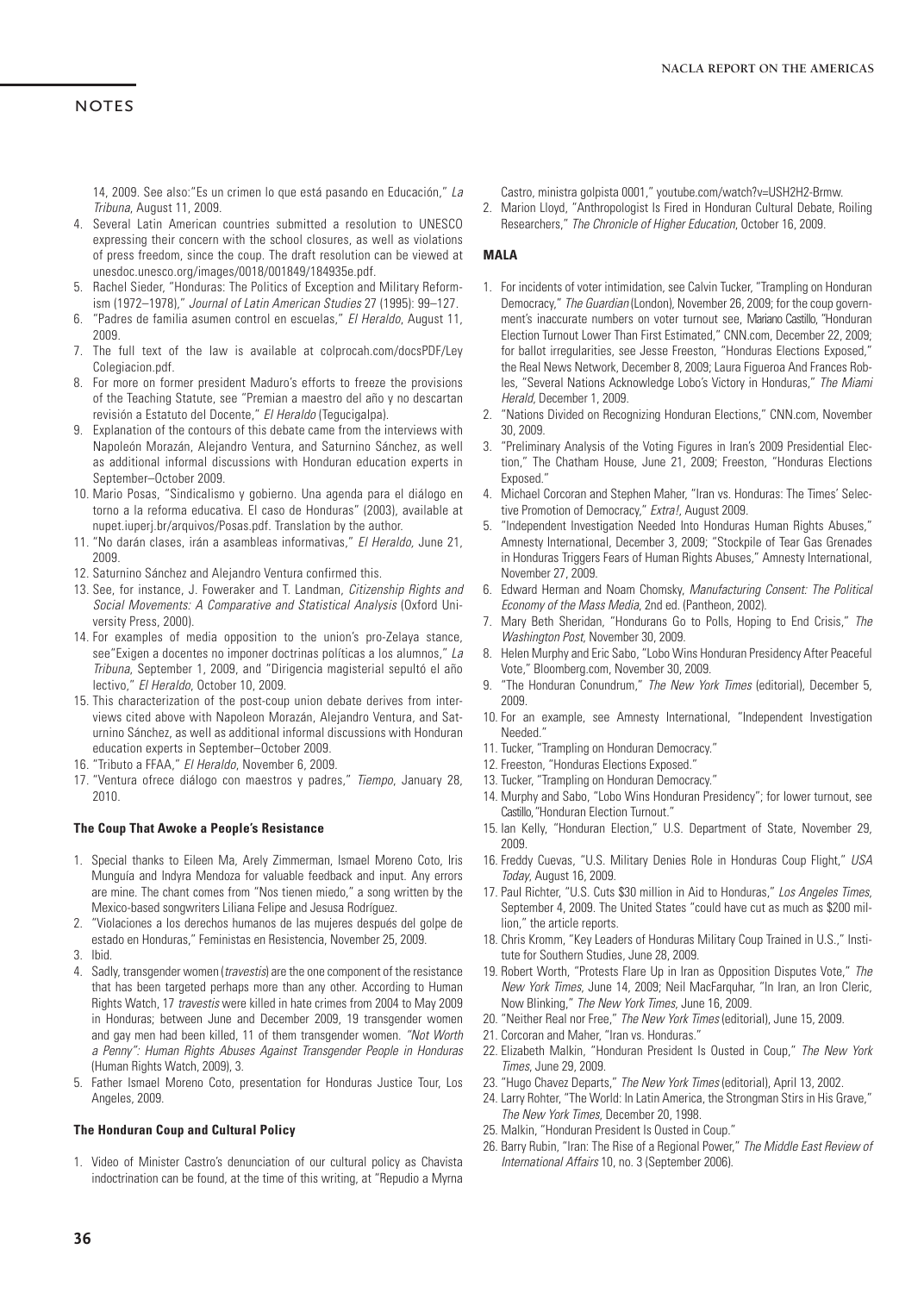## NOTES

14, 2009. See also:"Es un crimen lo que está pasando en Educación," *La Tribuna*, August 11, 2009.

4. Several Latin American countries submitted a resolution to UNESCO expressing their concern with the school closures, as well as violations of press freedom, since the coup. The draft resolution can be viewed at unesdoc.unesco.org/images/0018/001849/184935e.pdf.
5. Rachel Sieder, "Honduras: The Politics of Exception and Military Reformism (1972–1978)," *Journal of Latin American Studies* 27 (1995): 99–127.
6. "Padres de familia asumen control en escuelas," *El Heraldo*, August 11, 2009.
7. The full text of the law is available at colprocah.com/docsPDF/Ley Colegiacion.pdf.
8. For more on former president Maduro's efforts to freeze the provisions of the Teaching Statute, see "Premian a maestro del año y no descartan revisión a Estatuto del Docente," *El Heraldo* (Tegucigalpa).
9. Explanation of the contours of this debate came from the interviews with Napoleón Morazán, Alejandro Ventura, and Saturnino Sánchez, as well as additional informal discussions with Honduran education experts in September–October 2009.
10. Mario Posas, "Sindicalismo y gobierno. Una agenda para el diálogo en torno a la reforma educativa. El caso de Honduras" (2003), available at nupet.iuperj.br/arquivos/Posas.pdf. Translation by the author.
11. "No darán clases, irán a asambleas informativas," *El Heraldo,* June 21, 2009.
12. Saturnino Sánchez and Alejandro Ventura confirmed this.
13. See, for instance, J. Foweraker and T. Landman, *Citizenship Rights and Social Movements: A Comparative and Statistical Analysis* (Oxford University Press, 2000).
14. For examples of media opposition to the union's pro-Zelaya stance, see"Exigen a docentes no imponer doctrinas políticas a los alumnos," *La Tribuna*, September 1, 2009, and "Dirigencia magisterial sepultó el año lectivo," *El Heraldo*, October 10, 2009.
15. This characterization of the post-coup union debate derives from interviews cited above with Napoleon Morazán, Alejandro Ventura, and Saturnino Sánchez, as well as additional informal discussions with Honduran education experts in September–October 2009.
16. "Tributo a FFAA," *El Heraldo*, November 6, 2009.
17. "Ventura ofrece diálogo con maestros y padres," *Tiempo*, January 28, 2010.

### The Coup That Awoke a People's Resistance

1. Special thanks to Eileen Ma, Arely Zimmerman, Ismael Moreno Coto, Iris Munguía and Indyra Mendoza for valuable feedback and input. Any errors are mine. The chant comes from "Nos tienen miedo," a song written by the Mexico-based songwriters Liliana Felipe and Jesusa Rodríguez.
2. "Violaciones a los derechos humanos de las mujeres después del golpe de estado en Honduras," Feministas en Resistencia, November 25, 2009.
3. Ibid.
4. Sadly, transgender women (*travestis*) are the one component of the resistance that has been targeted perhaps more than any other. According to Human Rights Watch, 17 *travestis* were killed in hate crimes from 2004 to May 2009 in Honduras; between June and December 2009, 19 transgender women and gay men had been killed, 11 of them transgender women. *"Not Worth a Penny": Human Rights Abuses Against Transgender People in Honduras* (Human Rights Watch, 2009), 3.
5. Father Ismael Moreno Coto, presentation for Honduras Justice Tour, Los Angeles, 2009.

### The Honduran Coup and Cultural Policy

1. Video of Minister Castro's denunciation of our cultural policy as Chavista indoctrination can be found, at the time of this writing, at "Repudio a Myrna Castro, ministra golpista 0001," youtube.com/watch?v=USH2H2-Brmw.
2. Marion Lloyd, "Anthropologist Is Fired in Honduran Cultural Debate, Roiling Researchers," *The Chronicle of Higher Education*, October 16, 2009.

### MALA

1. For incidents of voter intimidation, see Calvin Tucker, "Trampling on Honduran Democracy," *The Guardian* (London), November 26, 2009; for the coup government's inaccurate numbers on voter turnout see, Mariano Castillo, "Honduran Election Turnout Lower Than First Estimated," CNN.com, December 22, 2009; for ballot irregularities, see Jesse Freeston, "Honduras Elections Exposed," the Real News Network, December 8, 2009; Laura Figueroa And Frances Robles, "Several Nations Acknowledge Lobo's Victory in Honduras," *The Miami Herald*, December 1, 2009.
2. "Nations Divided on Recognizing Honduran Elections," CNN.com, November 30, 2009.
3. "Preliminary Analysis of the Voting Figures in Iran's 2009 Presidential Election," The Chatham House, June 21, 2009; Freeston, "Honduras Elections Exposed."
4. Michael Corcoran and Stephen Maher, "Iran vs. Honduras: The Times' Selective Promotion of Democracy," *Extra!*, August 2009.
5. "Independent Investigation Needed Into Honduras Human Rights Abuses," Amnesty International, December 3, 2009; "Stockpile of Tear Gas Grenades in Honduras Triggers Fears of Human Rights Abuses," Amnesty International, November 27, 2009.
6. Edward Herman and Noam Chomsky, *Manufacturing Consent: The Political Economy of the Mass Media*, 2nd ed. (Pantheon, 2002).
7. Mary Beth Sheridan, "Hondurans Go to Polls, Hoping to End Crisis," *The Washington Post*, November 30, 2009.
8. Helen Murphy and Eric Sabo, "Lobo Wins Honduran Presidency After Peaceful Vote," Bloomberg.com, November 30, 2009.
9. "The Honduran Conundrum," *The New York Times* (editorial), December 5, 2009.
10. For an example, see Amnesty International, "Independent Investigation Needed."
11. Tucker, "Trampling on Honduran Democracy."
12. Freeston, "Honduras Elections Exposed."
13. Tucker, "Trampling on Honduran Democracy."
14. Murphy and Sabo, "Lobo Wins Honduran Presidency"; for lower turnout, see Castillo, "Honduran Election Turnout."
15. Ian Kelly, "Honduran Election," U.S. Department of State, November 29, 2009.
16. Freddy Cuevas, "U.S. Military Denies Role in Honduras Coup Flight," *USA Today*, August 16, 2009.
17. Paul Richter, "U.S. Cuts $30 million in Aid to Honduras," *Los Angeles Times*, September 4, 2009. The United States "could have cut as much as $200 million," the article reports.
18. Chris Kromm, "Key Leaders of Honduras Military Coup Trained in U.S.," Institute for Southern Studies, June 28, 2009.
19. Robert Worth, "Protests Flare Up in Iran as Opposition Disputes Vote," *The New York Times*, June 14, 2009; Neil MacFarquhar, "In Iran, an Iron Cleric, Now Blinking," *The New York Times*, June 16, 2009.
20. "Neither Real nor Free," *The New York Times* (editorial), June 15, 2009.
21. Corcoran and Maher, "Iran vs. Honduras."
22. Elizabeth Malkin, "Honduran President Is Ousted in Coup," *The New York Times*, June 29, 2009.
23. "Hugo Chavez Departs," *The New York Times* (editorial), April 13, 2002.
24. Larry Rohter, "The World: In Latin America, the Strongman Stirs in His Grave," *The New York Times*, December 20, 1998.
25. Malkin, "Honduran President Is Ousted in Coup."
26. Barry Rubin, "Iran: The Rise of a Regional Power," *The Middle East Review of International Affairs* 10, no. 3 (September 2006).